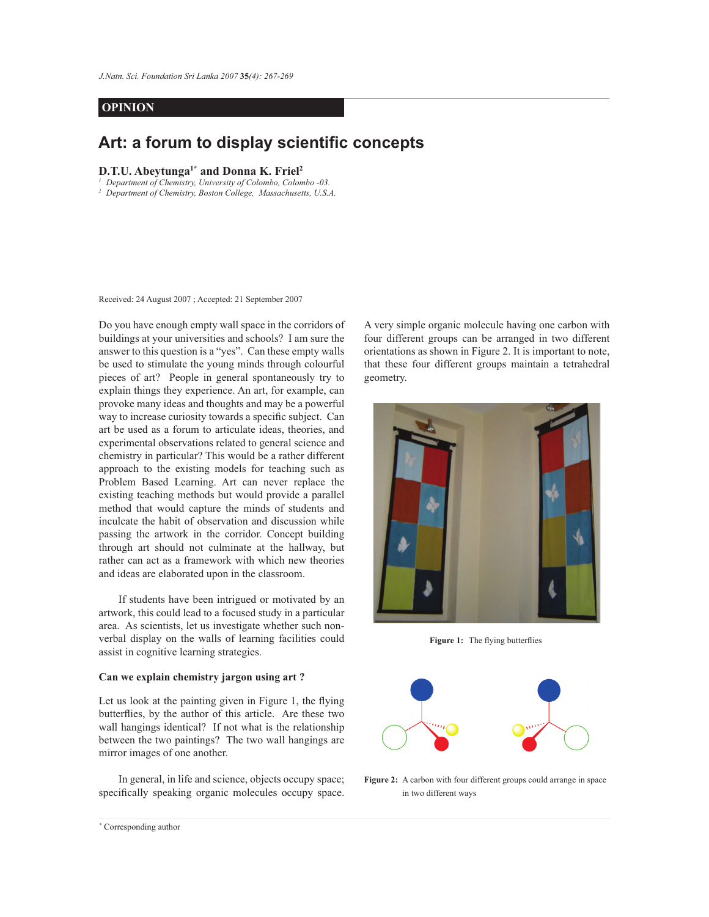## OPINION

# Art: a forum to display scientific concepts

**D.T.U. Abeytunga[1*] and Donna K. Friel[2]**

[1] *Department of Chemistry, University of Colombo, Colombo -03.*
[2] *Department of Chemistry, Boston College, Massachusetts, U.S.A.*

Received: 24 August 2007 ; Accepted: 21 September 2007

Do you have enough empty wall space in the corridors of buildings at your universities and schools? I am sure the answer to this question is a "yes". Can these empty walls be used to stimulate the young minds through colourful pieces of art? People in general spontaneously try to explain things they experience. An art, for example, can provoke many ideas and thoughts and may be a powerful way to increase curiosity towards a specific subject. Can art be used as a forum to articulate ideas, theories, and experimental observations related to general science and chemistry in particular? This would be a rather different approach to the existing models for teaching such as Problem Based Learning. Art can never replace the existing teaching methods but would provide a parallel method that would capture the minds of students and inculcate the habit of observation and discussion while passing the artwork in the corridor. Concept building through art should not culminate at the hallway, but rather can act as a framework with which new theories and ideas are elaborated upon in the classroom.

If students have been intrigued or motivated by an artwork, this could lead to a focused study in a particular area. As scientists, let us investigate whether such non-verbal display on the walls of learning facilities could assist in cognitive learning strategies.

### Can we explain chemistry jargon using art ?

Let us look at the painting given in Figure 1, the flying butterflies, by the author of this article. Are these two wall hangings identical? If not what is the relationship between the two paintings? The two wall hangings are mirror images of one another.

In general, in life and science, objects occupy space; specifically speaking organic molecules occupy space. A very simple organic molecule having one carbon with four different groups can be arranged in two different orientations as shown in Figure 2. It is important to note, that these four different groups maintain a tetrahedral geometry.

**Figure 1:** The flying butterflies

**Figure 2:** A carbon with four different groups could arrange in space in two different ways

[*] Corresponding author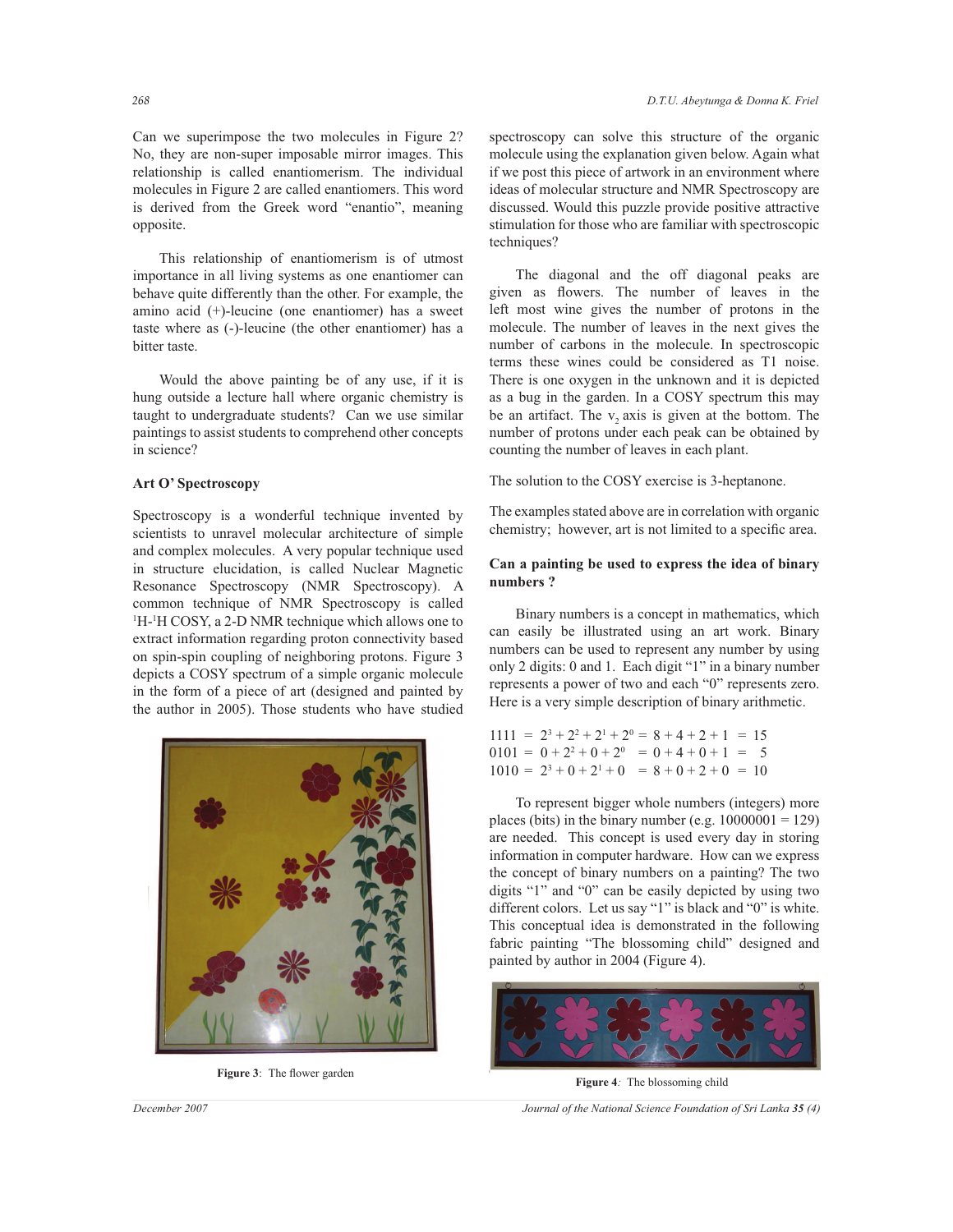Can we superimpose the two molecules in Figure 2? No, they are non-super imposable mirror images. This relationship is called enantiomerism. The individual molecules in Figure 2 are called enantiomers. This word is derived from the Greek word "enantio", meaning opposite.

This relationship of enantiomerism is of utmost importance in all living systems as one enantiomer can behave quite differently than the other. For example, the amino acid (+)-leucine (one enantiomer) has a sweet taste where as (-)-leucine (the other enantiomer) has a bitter taste.

Would the above painting be of any use, if it is hung outside a lecture hall where organic chemistry is taught to undergraduate students? Can we use similar paintings to assist students to comprehend other concepts in science?

**Art O' Spectroscopy**

Spectroscopy is a wonderful technique invented by scientists to unravel molecular architecture of simple and complex molecules. A very popular technique used in structure elucidation, is called Nuclear Magnetic Resonance Spectroscopy (NMR Spectroscopy). A common technique of NMR Spectroscopy is called $^{1}$H-$^{1}$H COSY, a 2-D NMR technique which allows one to extract information regarding proton connectivity based on spin-spin coupling of neighboring protons. Figure 3 depicts a COSY spectrum of a simple organic molecule in the form of a piece of art (designed and painted by the author in 2005). Those students who have studied spectroscopy can solve this structure of the organic molecule using the explanation given below. Again what if we post this piece of artwork in an environment where ideas of molecular structure and NMR Spectroscopy are discussed. Would this puzzle provide positive attractive stimulation for those who are familiar with spectroscopic techniques?

**Figure 3**: The flower garden

The diagonal and the off diagonal peaks are given as flowers. The number of leaves in the left most wine gives the number of protons in the molecule. The number of leaves in the next gives the number of carbons in the molecule. In spectroscopic terms these wines could be considered as T1 noise. There is one oxygen in the unknown and it is depicted as a bug in the garden. In a COSY spectrum this may be an artifact. The $v_2$ axis is given at the bottom. The number of protons under each peak can be obtained by counting the number of leaves in each plant.

The solution to the COSY exercise is 3-heptanone.

The examples stated above are in correlation with organic chemistry; however, art is not limited to a specific area.

**Can a painting be used to express the idea of binary numbers ?**

Binary numbers is a concept in mathematics, which can easily be illustrated using an art work. Binary numbers can be used to represent any number by using only 2 digits: 0 and 1. Each digit "1" in a binary number represents a power of two and each "0" represents zero. Here is a very simple description of binary arithmetic.

$$1111 = 2^3 + 2^2 + 2^1 + 2^0 = 8 + 4 + 2 + 1 = 15$$
$$0101 = 0 + 2^2 + 0 + 2^0 = 0 + 4 + 0 + 1 = 5$$
$$1010 = 2^3 + 0 + 2^1 + 0 = 8 + 0 + 2 + 0 = 10$$

To represent bigger whole numbers (integers) more places (bits) in the binary number (e.g. 10000001 = 129) are needed. This concept is used every day in storing information in computer hardware. How can we express the concept of binary numbers on a painting? The two digits "1" and "0" can be easily depicted by using two different colors. Let us say "1" is black and "0" is white. This conceptual idea is demonstrated in the following fabric painting "The blossoming child" designed and painted by author in 2004 (Figure 4).

**Figure 4**: The blossoming child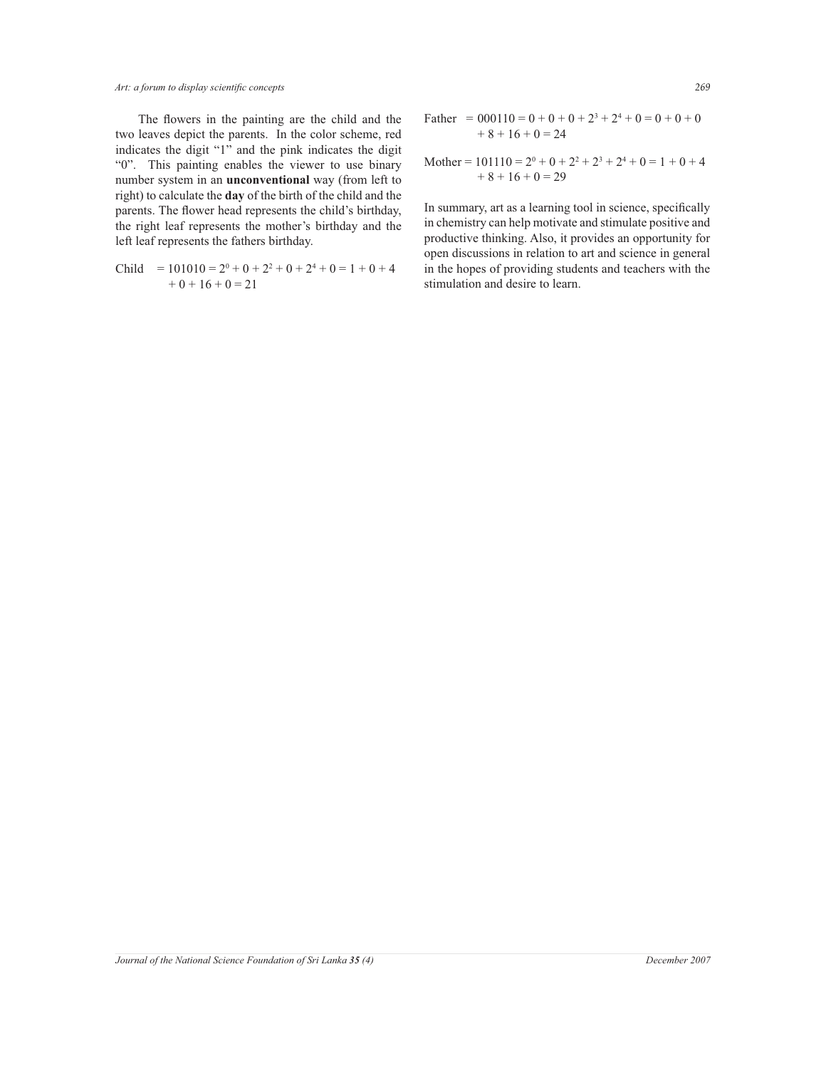The flowers in the painting are the child and the two leaves depict the parents. In the color scheme, red indicates the digit "1" and the pink indicates the digit "0". This painting enables the viewer to use binary number system in an **unconventional** way (from left to right) to calculate the **day** of the birth of the child and the parents. The flower head represents the child's birthday, the right leaf represents the mother's birthday and the left leaf represents the fathers birthday.

Child $= 101010 = 2^0 + 0 + 2^2 + 0 + 2^4 + 0 = 1 + 0 + 4 + 0 + 16 + 0 = 21$

Father $= 000110 = 0 + 0 + 0 + 2^3 + 2^4 + 0 = 0 + 0 + 0 + 8 + 16 + 0 = 24$

Mother $= 101110 = 2^0 + 0 + 2^2 + 2^3 + 2^4 + 0 = 1 + 0 + 4 + 8 + 16 + 0 = 29$

In summary, art as a learning tool in science, specifically in chemistry can help motivate and stimulate positive and productive thinking. Also, it provides an opportunity for open discussions in relation to art and science in general in the hopes of providing students and teachers with the stimulation and desire to learn.